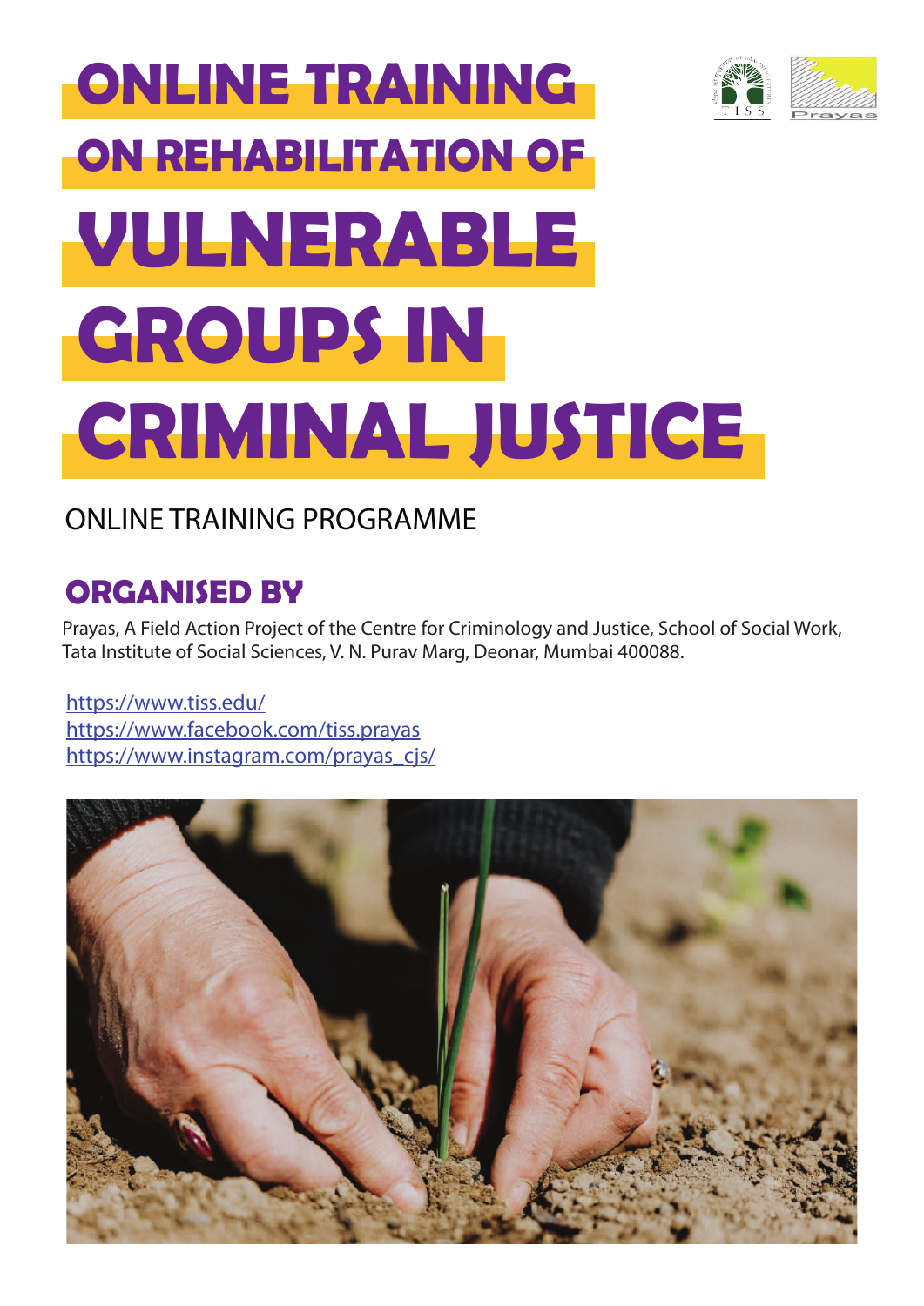# ONLINE TRAINING ON REHABILITATION OF VULNERABLE GROUPS IN CRIMINAL JUSTICE

ONLINE TRAINING PROGRAMME

## ORGANISED BY

Prayas, A Field Action Project of the Centre for Criminology and Justice, School of Social Work, Tata Institute of Social Sciences, V. N. Purav Marg, Deonar, Mumbai 400088.

https://www.tiss.edu/
https://www.facebook.com/tiss.prayas
https://www.instagram.com/prayas_cjs/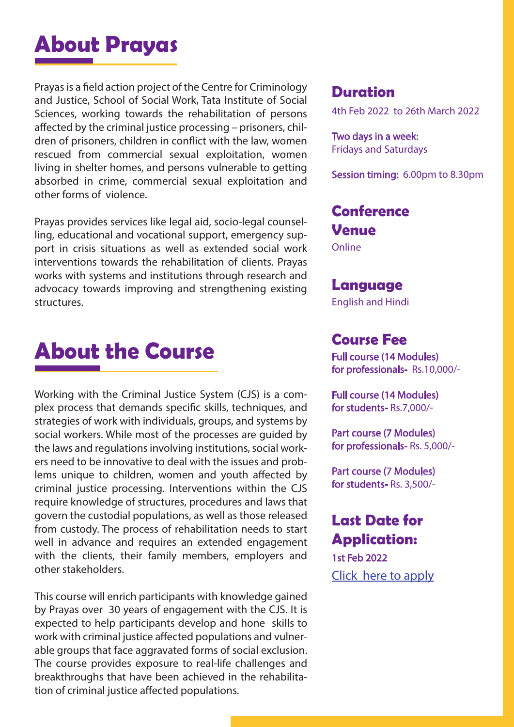## About Prayas

Prayas is a field action project of the Centre for Criminology and Justice, School of Social Work, Tata Institute of Social Sciences, working towards the rehabilitation of persons affected by the criminal justice processing – prisoners, children of prisoners, children in conflict with the law, women rescued from commercial sexual exploitation, women living in shelter homes, and persons vulnerable to getting absorbed in crime, commercial sexual exploitation and other forms of violence.

Prayas provides services like legal aid, socio-legal counselling, educational and vocational support, emergency support in crisis situations as well as extended social work interventions towards the rehabilitation of clients. Prayas works with systems and institutions through research and advocacy towards improving and strengthening existing structures.

## About the Course

Working with the Criminal Justice System (CJS) is a complex process that demands specific skills, techniques, and strategies of work with individuals, groups, and systems by social workers. While most of the processes are guided by the laws and regulations involving institutions, social workers need to be innovative to deal with the issues and problems unique to children, women and youth affected by criminal justice processing. Interventions within the CJS require knowledge of structures, procedures and laws that govern the custodial populations, as well as those released from custody. The process of rehabilitation needs to start well in advance and requires an extended engagement with the clients, their family members, employers and other stakeholders.

This course will enrich participants with knowledge gained by Prayas over 30 years of engagement with the CJS. It is expected to help participants develop and hone skills to work with criminal justice affected populations and vulnerable groups that face aggravated forms of social exclusion. The course provides exposure to real-life challenges and breakthroughs that have been achieved in the rehabilitation of criminal justice affected populations.

### Duration

4th Feb 2022 to 26th March 2022

Two days in a week:
Fridays and Saturdays

Session timing: 6.00pm to 8.30pm

### Conference Venue

Online

### Language

English and Hindi

### Course Fee

Full course (14 Modules) for professionals- Rs.10,000/-

Full course (14 Modules) for students- Rs.7,000/-

Part course (7 Modules) for professionals- Rs. 5,000/-

Part course (7 Modules) for students- Rs. 3,500/-

### Last Date for Application:

1st Feb 2022

Click here to apply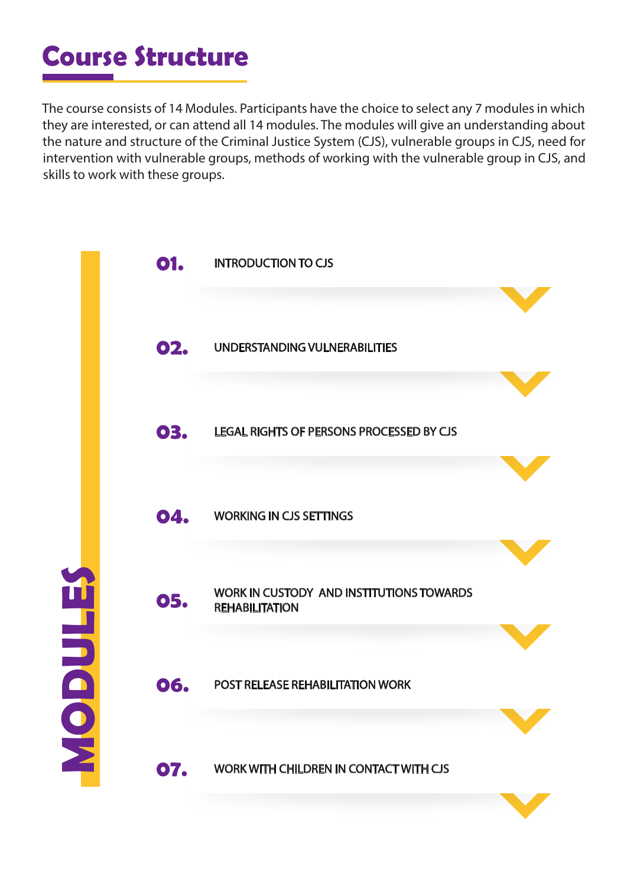# Course Structure

The course consists of 14 Modules. Participants have the choice to select any 7 modules in which they are interested, or can attend all 14 modules. The modules will give an understanding about the nature and structure of the Criminal Justice System (CJS), vulnerable groups in CJS, need for intervention with vulnerable groups, methods of working with the vulnerable group in CJS, and skills to work with these groups.

## MODULES

**01.** INTRODUCTION TO CJS

**02.** UNDERSTANDING VULNERABILITIES

**03.** LEGAL RIGHTS OF PERSONS PROCESSED BY CJS

**04.** WORKING IN CJS SETTINGS

**05.** WORK IN CUSTODY AND INSTITUTIONS TOWARDS REHABILITATION

**06.** POST RELEASE REHABILITATION WORK

**07.** WORK WITH CHILDREN IN CONTACT WITH CJS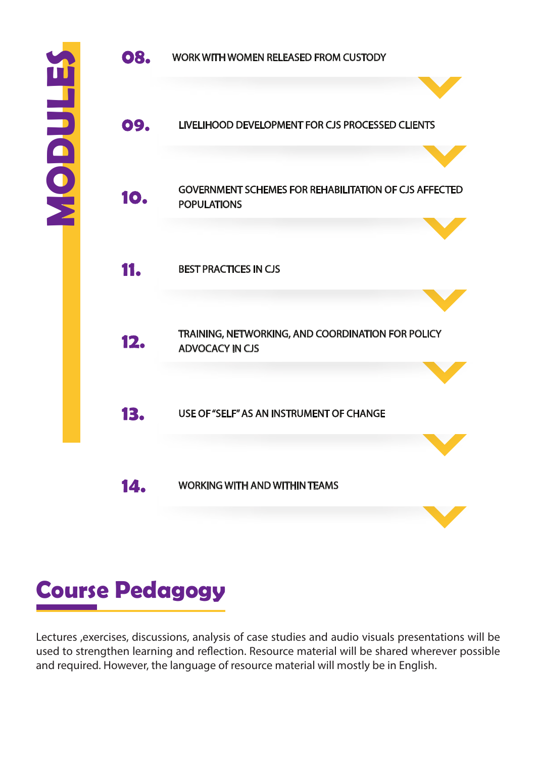## MODULES

08. WORK WITH WOMEN RELEASED FROM CUSTODY

09. LIVELIHOOD DEVELOPMENT FOR CJS PROCESSED CLIENTS

10. GOVERNMENT SCHEMES FOR REHABILITATION OF CJS AFFECTED POPULATIONS

11. BEST PRACTICES IN CJS

12. TRAINING, NETWORKING, AND COORDINATION FOR POLICY ADVOCACY IN CJS

13. USE OF "SELF" AS AN INSTRUMENT OF CHANGE

14. WORKING WITH AND WITHIN TEAMS

## Course Pedagogy

Lectures ,exercises, discussions, analysis of case studies and audio visuals presentations will be used to strengthen learning and reflection. Resource material will be shared wherever possible and required. However, the language of resource material will mostly be in English.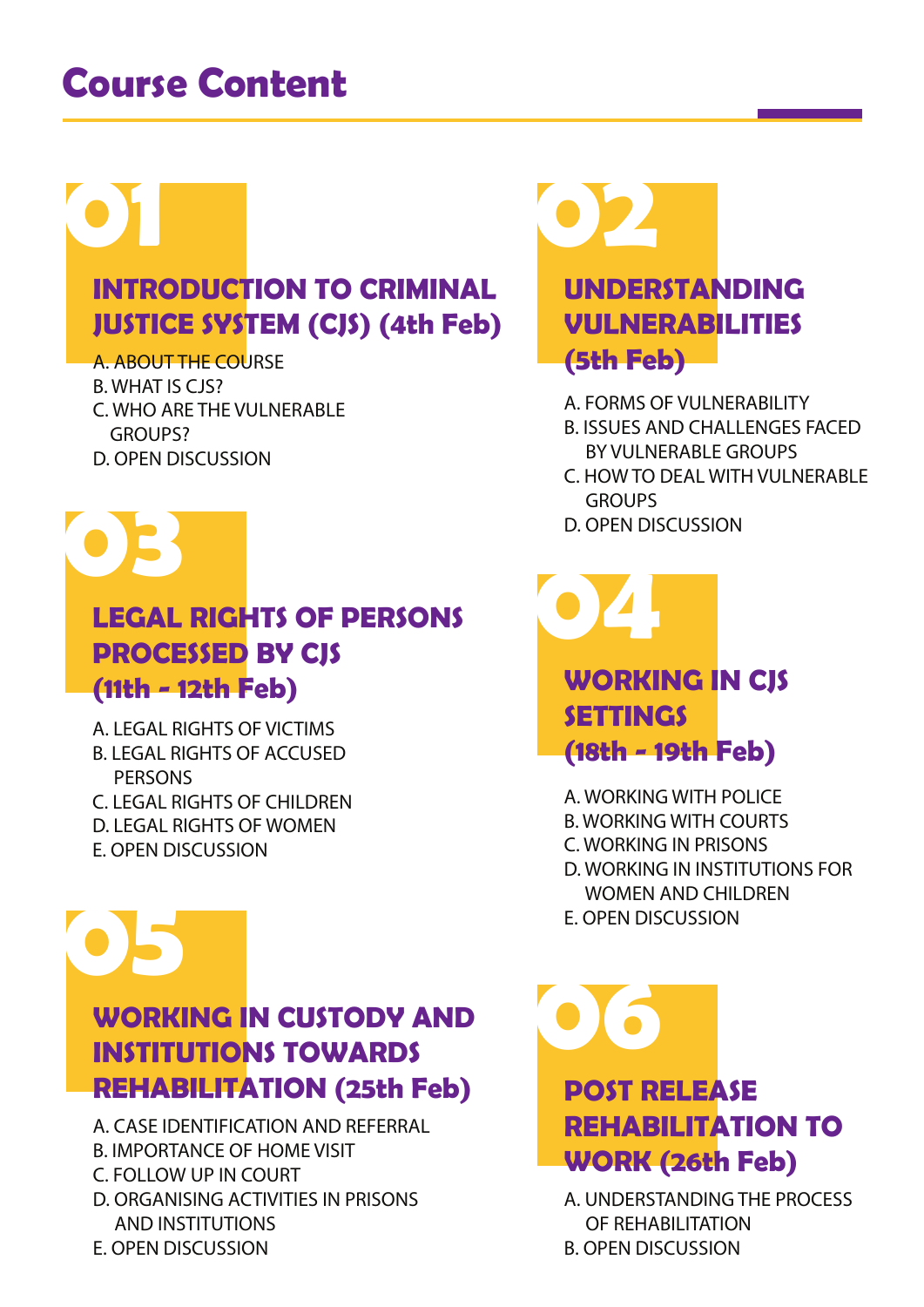# Course Content

## 01 INTRODUCTION TO CRIMINAL JUSTICE SYSTEM (CJS) (4th Feb)

A. ABOUT THE COURSE
B. WHAT IS CJS?
C. WHO ARE THE VULNERABLE GROUPS?
D. OPEN DISCUSSION

## 02 UNDERSTANDING VULNERABILITIES (5th Feb)

A. FORMS OF VULNERABILITY
B. ISSUES AND CHALLENGES FACED BY VULNERABLE GROUPS
C. HOW TO DEAL WITH VULNERABLE GROUPS
D. OPEN DISCUSSION

## 03 LEGAL RIGHTS OF PERSONS PROCESSED BY CJS (11th - 12th Feb)

A. LEGAL RIGHTS OF VICTIMS
B. LEGAL RIGHTS OF ACCUSED PERSONS
C. LEGAL RIGHTS OF CHILDREN
D. LEGAL RIGHTS OF WOMEN
E. OPEN DISCUSSION

## 04 WORKING IN CJS SETTINGS (18th - 19th Feb)

A. WORKING WITH POLICE
B. WORKING WITH COURTS
C. WORKING IN PRISONS
D. WORKING IN INSTITUTIONS FOR WOMEN AND CHILDREN
E. OPEN DISCUSSION

## 05 WORKING IN CUSTODY AND INSTITUTIONS TOWARDS REHABILITATION (25th Feb)

A. CASE IDENTIFICATION AND REFERRAL
B. IMPORTANCE OF HOME VISIT
C. FOLLOW UP IN COURT
D. ORGANISING ACTIVITIES IN PRISONS AND INSTITUTIONS
E. OPEN DISCUSSION

## 06 POST RELEASE REHABILITATION TO WORK (26th Feb)

A. UNDERSTANDING THE PROCESS OF REHABILITATION
B. OPEN DISCUSSION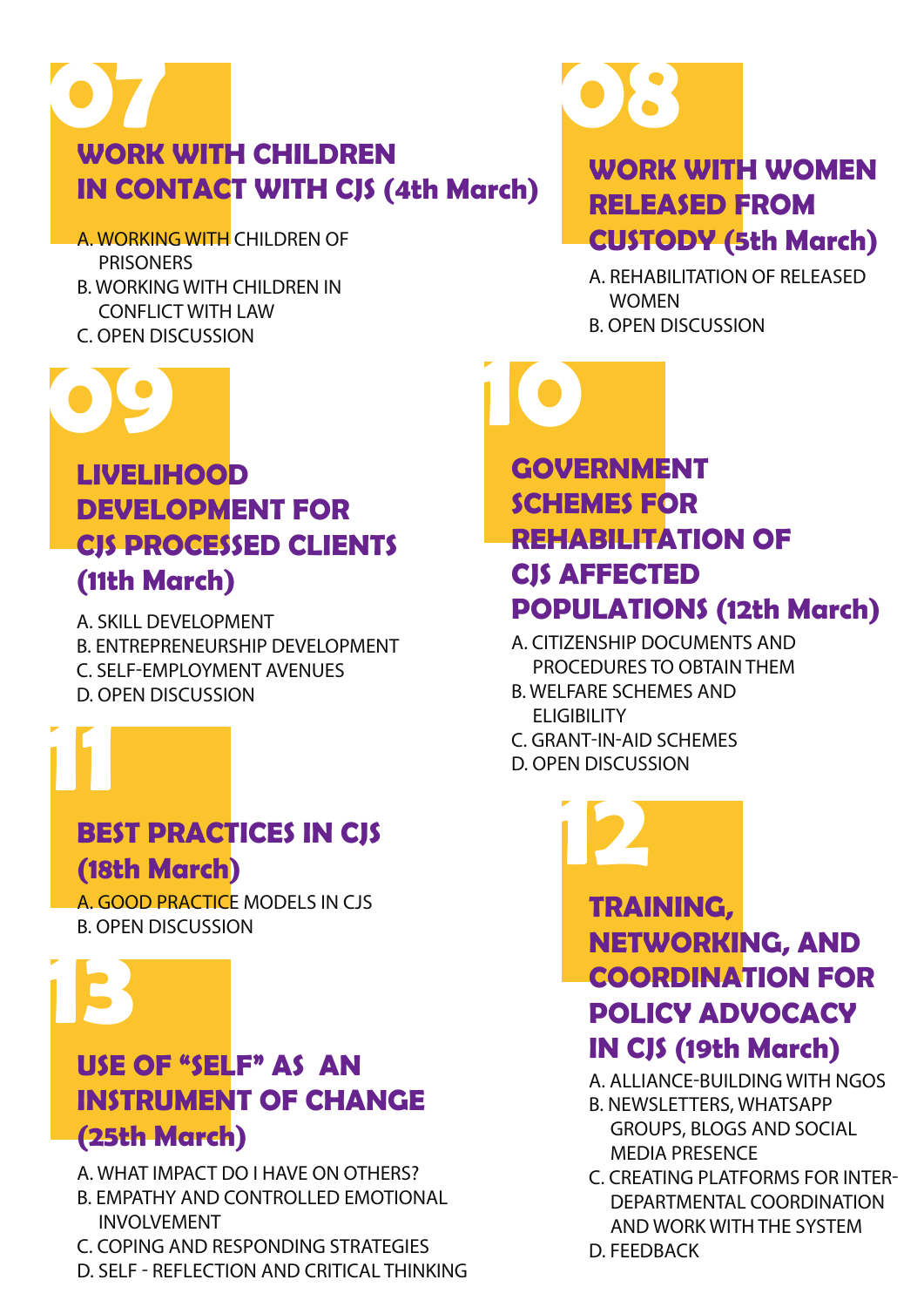## 07

### WORK WITH CHILDREN IN CONTACT WITH CJS (4th March)

A. WORKING WITH CHILDREN OF PRISONERS
B. WORKING WITH CHILDREN IN CONFLICT WITH LAW
C. OPEN DISCUSSION

## 08

### WORK WITH WOMEN RELEASED FROM CUSTODY (5th March)

A. REHABILITATION OF RELEASED WOMEN
B. OPEN DISCUSSION

## 09

### LIVELIHOOD DEVELOPMENT FOR CJS PROCESSED CLIENTS (11th March)

A. SKILL DEVELOPMENT
B. ENTREPRENEURSHIP DEVELOPMENT
C. SELF-EMPLOYMENT AVENUES
D. OPEN DISCUSSION

## 10

### GOVERNMENT SCHEMES FOR REHABILITATION OF CJS AFFECTED POPULATIONS (12th March)

A. CITIZENSHIP DOCUMENTS AND PROCEDURES TO OBTAIN THEM
B. WELFARE SCHEMES AND ELIGIBILITY
C. GRANT-IN-AID SCHEMES
D. OPEN DISCUSSION

## 11

### BEST PRACTICES IN CJS (18th March)

A. GOOD PRACTICE MODELS IN CJS
B. OPEN DISCUSSION

## 12

### TRAINING, NETWORKING, AND COORDINATION FOR POLICY ADVOCACY IN CJS (19th March)

A. ALLIANCE-BUILDING WITH NGOS
B. NEWSLETTERS, WHATSAPP GROUPS, BLOGS AND SOCIAL MEDIA PRESENCE
C. CREATING PLATFORMS FOR INTER-DEPARTMENTAL COORDINATION AND WORK WITH THE SYSTEM
D. FEEDBACK

## 13

### USE OF "SELF" AS AN INSTRUMENT OF CHANGE (25th March)

A. WHAT IMPACT DO I HAVE ON OTHERS?
B. EMPATHY AND CONTROLLED EMOTIONAL INVOLVEMENT
C. COPING AND RESPONDING STRATEGIES
D. SELF - REFLECTION AND CRITICAL THINKING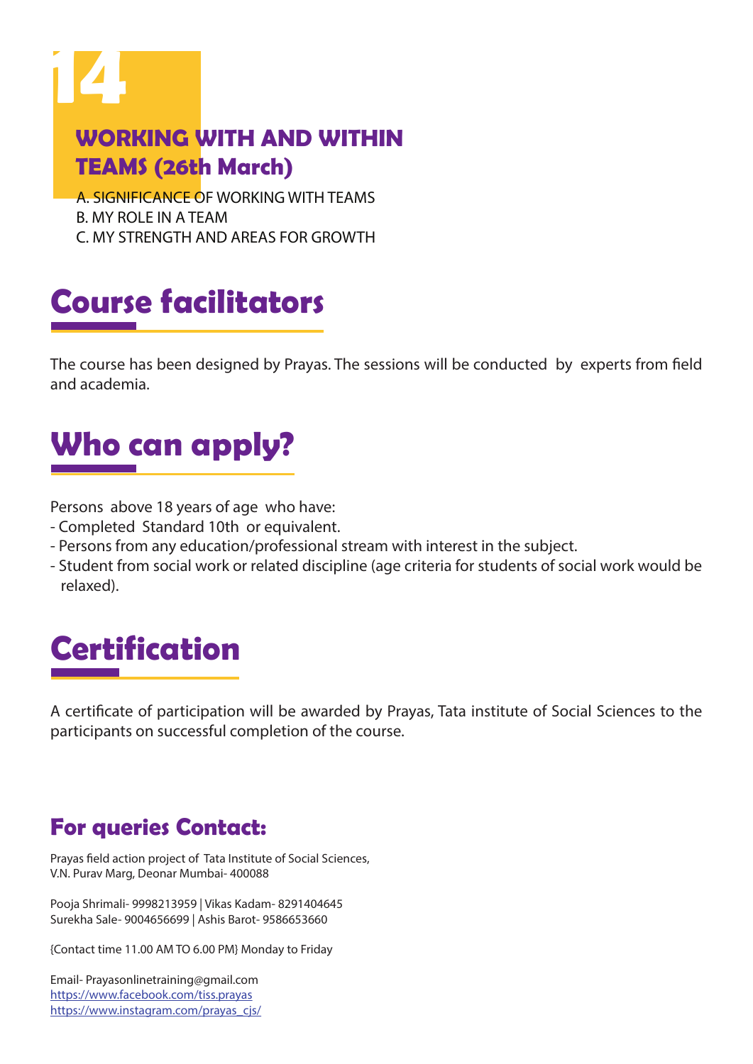## 14

### WORKING WITH AND WITHIN TEAMS (26th March)

A. SIGNIFICANCE OF WORKING WITH TEAMS
B. MY ROLE IN A TEAM
C. MY STRENGTH AND AREAS FOR GROWTH

# Course facilitators

The course has been designed by Prayas. The sessions will be conducted by experts from field and academia.

# Who can apply?

Persons above 18 years of age who have:

- Completed Standard 10th or equivalent.
- Persons from any education/professional stream with interest in the subject.
- Student from social work or related discipline (age criteria for students of social work would be relaxed).

# Certification

A certificate of participation will be awarded by Prayas, Tata institute of Social Sciences to the participants on successful completion of the course.

## For queries Contact:

Prayas field action project of Tata Institute of Social Sciences,
V.N. Purav Marg, Deonar Mumbai- 400088

Pooja Shrimali- 9998213959 | Vikas Kadam- 8291404645
Surekha Sale- 9004656699 | Ashis Barot- 9586653660

{Contact time 11.00 AM TO 6.00 PM} Monday to Friday

Email- Prayasonlinetraining@gmail.com
https://www.facebook.com/tiss.prayas
https://www.instagram.com/prayas_cjs/